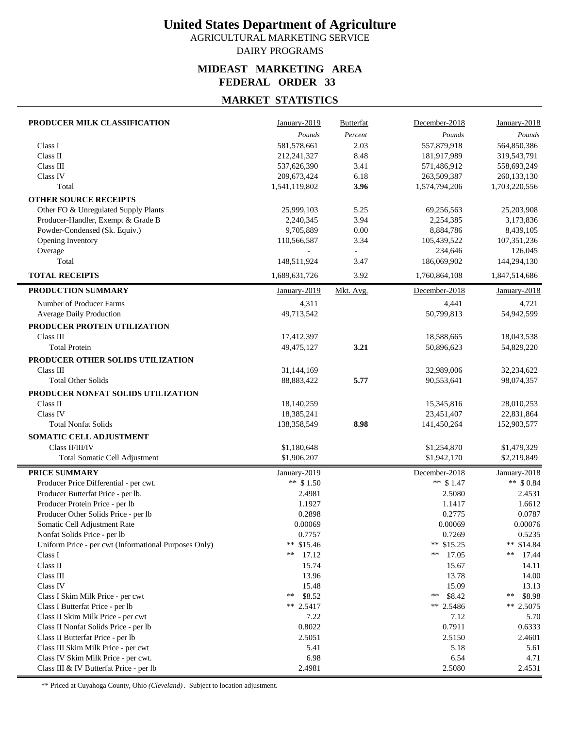# United States Department of Agriculture

AGRICULTURAL MARKETING SERVICE

DAIRY PROGRAMS

## MIDEAST MARKETING AREA
## FEDERAL ORDER 33

## MARKET STATISTICS

| **PRODUCER MILK CLASSIFICATION** | January-2019 | Butterfat | December-2018 | January-2018 |
|---|---|---|---|---|
| | *Pounds* | *Percent* | *Pounds* | *Pounds* |
| Class I | 581,578,661 | 2.03 | 557,879,918 | 564,850,386 |
| Class II | 212,241,327 | 8.48 | 181,917,989 | 319,543,791 |
| Class III | 537,626,390 | 3.41 | 571,486,912 | 558,693,249 |
| Class IV | 209,673,424 | 6.18 | 263,509,387 | 260,133,130 |
| Total | 1,541,119,802 | **3.96** | 1,574,794,206 | 1,703,220,556 |
| **OTHER SOURCE RECEIPTS** | | | | |
| Other FO & Unregulated Supply Plants | 25,999,103 | 5.25 | 69,256,563 | 25,203,908 |
| Producer-Handler, Exempt & Grade B | 2,240,345 | 3.94 | 2,254,385 | 3,173,836 |
| Powder-Condensed (Sk. Equiv.) | 9,705,889 | 0.00 | 8,884,786 | 8,439,105 |
| Opening Inventory | 110,566,587 | 3.34 | 105,439,522 | 107,351,236 |
| Overage | - | - | 234,646 | 126,045 |
| Total | 148,511,924 | 3.47 | 186,069,902 | 144,294,130 |
| **TOTAL RECEIPTS** | 1,689,631,726 | 3.92 | 1,760,864,108 | 1,847,514,686 |

| **PRODUCTION SUMMARY** | January-2019 | Mkt. Avg. | December-2018 | January-2018 |
|---|---|---|---|---|
| Number of Producer Farms | 4,311 | | 4,441 | 4,721 |
| Average Daily Production | 49,713,542 | | 50,799,813 | 54,942,599 |
| **PRODUCER PROTEIN UTILIZATION** | | | | |
| Class III | 17,412,397 | | 18,588,665 | 18,043,538 |
| Total Protein | 49,475,127 | **3.21** | 50,896,623 | 54,829,220 |
| **PRODUCER OTHER SOLIDS UTILIZATION** | | | | |
| Class III | 31,144,169 | | 32,989,006 | 32,234,622 |
| Total Other Solids | 88,883,422 | **5.77** | 90,553,641 | 98,074,357 |
| **PRODUCER NONFAT SOLIDS UTILIZATION** | | | | |
| Class II | 18,140,259 | | 15,345,816 | 28,010,253 |
| Class IV | 18,385,241 | | 23,451,407 | 22,831,864 |
| Total Nonfat Solids | 138,358,549 | **8.98** | 141,450,264 | 152,903,577 |
| **SOMATIC CELL ADJUSTMENT** | | | | |
| Class II/III/IV | $1,180,648 | | $1,254,870 | $1,479,329 |
| Total Somatic Cell Adjustment | $1,906,207 | | $1,942,170 | $2,219,849 |

| **PRICE SUMMARY** | January-2019 | December-2018 | January-2018 |
|---|---|---|---|
| Producer Price Differential - per cwt. | ** $ 1.50 | ** $ 1.47 | ** $ 0.84 |
| Producer Butterfat Price - per lb. | 2.4981 | 2.5080 | 2.4531 |
| Producer Protein Price - per lb | 1.1927 | 1.1417 | 1.6612 |
| Producer Other Solids Price - per lb | 0.2898 | 0.2775 | 0.0787 |
| Somatic Cell Adjustment Rate | 0.00069 | 0.00069 | 0.00076 |
| Nonfat Solids Price - per lb | 0.7757 | 0.7269 | 0.5235 |
| Uniform Price - per cwt (Informational Purposes Only) | ** $15.46 | ** $15.25 | ** $14.84 |
| Class I | ** 17.12 | ** 17.05 | ** 17.44 |
| Class II | 15.74 | 15.67 | 14.11 |
| Class III | 13.96 | 13.78 | 14.00 |
| Class IV | 15.48 | 15.09 | 13.13 |
| Class I Skim Milk Price - per cwt | ** $8.52 | ** $8.42 | ** $8.98 |
| Class I Butterfat Price - per lb | ** 2.5417 | ** 2.5486 | ** 2.5075 |
| Class II Skim Milk Price - per cwt | 7.22 | 7.12 | 5.70 |
| Class II Nonfat Solids Price - per lb | 0.8022 | 0.7911 | 0.6333 |
| Class II Butterfat Price - per lb | 2.5051 | 2.5150 | 2.4601 |
| Class III Skim Milk Price - per cwt | 5.41 | 5.18 | 5.61 |
| Class IV Skim Milk Price - per cwt. | 6.98 | 6.54 | 4.71 |
| Class III & IV Butterfat Price - per lb | 2.4981 | 2.5080 | 2.4531 |

** Priced at Cuyahoga County, Ohio *(Cleveland)*. Subject to location adjustment.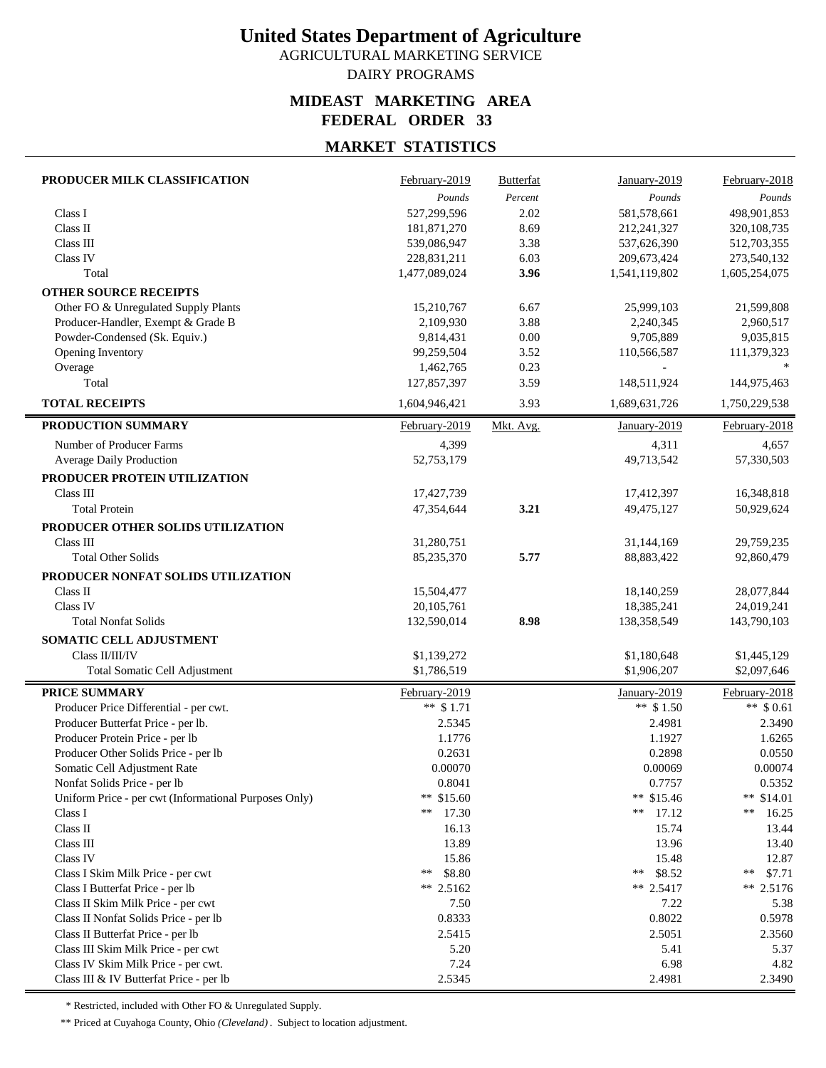# United States Department of Agriculture

AGRICULTURAL MARKETING SERVICE

DAIRY PROGRAMS

## MIDEAST MARKETING AREA
## FEDERAL ORDER 33

### MARKET STATISTICS

| PRODUCER MILK CLASSIFICATION | February-2019 | Butterfat | January-2019 | February-2018 |
|---|---|---|---|---|
| | *Pounds* | *Percent* | *Pounds* | *Pounds* |
| Class I | 527,299,596 | 2.02 | 581,578,661 | 498,901,853 |
| Class II | 181,871,270 | 8.69 | 212,241,327 | 320,108,735 |
| Class III | 539,086,947 | 3.38 | 537,626,390 | 512,703,355 |
| Class IV | 228,831,211 | 6.03 | 209,673,424 | 273,540,132 |
| Total | 1,477,089,024 | **3.96** | 1,541,119,802 | 1,605,254,075 |
| **OTHER SOURCE RECEIPTS** | | | | |
| Other FO & Unregulated Supply Plants | 15,210,767 | 6.67 | 25,999,103 | 21,599,808 |
| Producer-Handler, Exempt & Grade B | 2,109,930 | 3.88 | 2,240,345 | 2,960,517 |
| Powder-Condensed (Sk. Equiv.) | 9,814,431 | 0.00 | 9,705,889 | 9,035,815 |
| Opening Inventory | 99,259,504 | 3.52 | 110,566,587 | 111,379,323 |
| Overage | 1,462,765 | 0.23 | - | * |
| Total | 127,857,397 | 3.59 | 148,511,924 | 144,975,463 |
| **TOTAL RECEIPTS** | 1,604,946,421 | 3.93 | 1,689,631,726 | 1,750,229,538 |

| PRODUCTION SUMMARY | February-2019 | Mkt. Avg. | January-2019 | February-2018 |
|---|---|---|---|---|
| Number of Producer Farms | 4,399 | | 4,311 | 4,657 |
| Average Daily Production | 52,753,179 | | 49,713,542 | 57,330,503 |
| **PRODUCER PROTEIN UTILIZATION** | | | | |
| Class III | 17,427,739 | | 17,412,397 | 16,348,818 |
| Total Protein | 47,354,644 | **3.21** | 49,475,127 | 50,929,624 |
| **PRODUCER OTHER SOLIDS UTILIZATION** | | | | |
| Class III | 31,280,751 | | 31,144,169 | 29,759,235 |
| Total Other Solids | 85,235,370 | **5.77** | 88,883,422 | 92,860,479 |
| **PRODUCER NONFAT SOLIDS UTILIZATION** | | | | |
| Class II | 15,504,477 | | 18,140,259 | 28,077,844 |
| Class IV | 20,105,761 | | 18,385,241 | 24,019,241 |
| Total Nonfat Solids | 132,590,014 | **8.98** | 138,358,549 | 143,790,103 |
| **SOMATIC CELL ADJUSTMENT** | | | | |
| Class II/III/IV | $1,139,272 | | $1,180,648 | $1,445,129 |
| Total Somatic Cell Adjustment | $1,786,519 | | $1,906,207 | $2,097,646 |

| PRICE SUMMARY | February-2019 | January-2019 | February-2018 |
|---|---|---|---|
| Producer Price Differential - per cwt. | ** $1.71 | ** $1.50 | ** $0.61 |
| Producer Butterfat Price - per lb. | 2.5345 | 2.4981 | 2.3490 |
| Producer Protein Price - per lb | 1.1776 | 1.1927 | 1.6265 |
| Producer Other Solids Price - per lb | 0.2631 | 0.2898 | 0.0550 |
| Somatic Cell Adjustment Rate | 0.00070 | 0.00069 | 0.00074 |
| Nonfat Solids Price - per lb | 0.8041 | 0.7757 | 0.5352 |
| Uniform Price - per cwt (Informational Purposes Only) | ** $15.60 | ** $15.46 | ** $14.01 |
| Class I | ** 17.30 | ** 17.12 | ** 16.25 |
| Class II | 16.13 | 15.74 | 13.44 |
| Class III | 13.89 | 13.96 | 13.40 |
| Class IV | 15.86 | 15.48 | 12.87 |
| Class I Skim Milk Price - per cwt | ** $8.80 | ** $8.52 | ** $7.71 |
| Class I Butterfat Price - per lb | ** 2.5162 | ** 2.5417 | ** 2.5176 |
| Class II Skim Milk Price - per cwt | 7.50 | 7.22 | 5.38 |
| Class II Nonfat Solids Price - per lb | 0.8333 | 0.8022 | 0.5978 |
| Class II Butterfat Price - per lb | 2.5415 | 2.5051 | 2.3560 |
| Class III Skim Milk Price - per cwt | 5.20 | 5.41 | 5.37 |
| Class IV Skim Milk Price - per cwt. | 7.24 | 6.98 | 4.82 |
| Class III & IV Butterfat Price - per lb | 2.5345 | 2.4981 | 2.3490 |

\* Restricted, included with Other FO & Unregulated Supply.

** Priced at Cuyahoga County, Ohio *(Cleveland)*. Subject to location adjustment.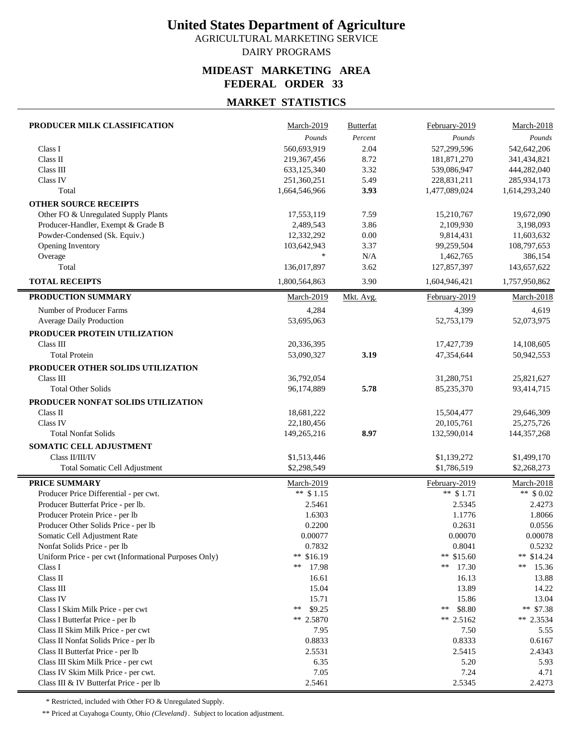# United States Department of Agriculture

AGRICULTURAL MARKETING SERVICE

DAIRY PROGRAMS

## MIDEAST MARKETING AREA
## FEDERAL ORDER 33

## MARKET STATISTICS

| PRODUCER MILK CLASSIFICATION | March-2019 | Butterfat | February-2019 | March-2018 |
|---|---|---|---|---|
| | *Pounds* | *Percent* | *Pounds* | *Pounds* |
| Class I | 560,693,919 | 2.04 | 527,299,596 | 542,642,206 |
| Class II | 219,367,456 | 8.72 | 181,871,270 | 341,434,821 |
| Class III | 633,125,340 | 3.32 | 539,086,947 | 444,282,040 |
| Class IV | 251,360,251 | 5.49 | 228,831,211 | 285,934,173 |
| Total | 1,664,546,966 | **3.93** | 1,477,089,024 | 1,614,293,240 |
| **OTHER SOURCE RECEIPTS** | | | | |
| Other FO & Unregulated Supply Plants | 17,553,119 | 7.59 | 15,210,767 | 19,672,090 |
| Producer-Handler, Exempt & Grade B | 2,489,543 | 3.86 | 2,109,930 | 3,198,093 |
| Powder-Condensed (Sk. Equiv.) | 12,332,292 | 0.00 | 9,814,431 | 11,603,632 |
| Opening Inventory | 103,642,943 | 3.37 | 99,259,504 | 108,797,653 |
| Overage | * | N/A | 1,462,765 | 386,154 |
| Total | 136,017,897 | 3.62 | 127,857,397 | 143,657,622 |
| **TOTAL RECEIPTS** | 1,800,564,863 | 3.90 | 1,604,946,421 | 1,757,950,862 |

| PRODUCTION SUMMARY | March-2019 | Mkt. Avg. | February-2019 | March-2018 |
|---|---|---|---|---|
| Number of Producer Farms | 4,284 | | 4,399 | 4,619 |
| Average Daily Production | 53,695,063 | | 52,753,179 | 52,073,975 |
| **PRODUCER PROTEIN UTILIZATION** | | | | |
| Class III | 20,336,395 | | 17,427,739 | 14,108,605 |
| Total Protein | 53,090,327 | **3.19** | 47,354,644 | 50,942,553 |
| **PRODUCER OTHER SOLIDS UTILIZATION** | | | | |
| Class III | 36,792,054 | | 31,280,751 | 25,821,627 |
| Total Other Solids | 96,174,889 | **5.78** | 85,235,370 | 93,414,715 |
| **PRODUCER NONFAT SOLIDS UTILIZATION** | | | | |
| Class II | 18,681,222 | | 15,504,477 | 29,646,309 |
| Class IV | 22,180,456 | | 20,105,761 | 25,275,726 |
| Total Nonfat Solids | 149,265,216 | **8.97** | 132,590,014 | 144,357,268 |
| **SOMATIC CELL ADJUSTMENT** | | | | |
| Class II/III/IV | $1,513,446 | | $1,139,272 | $1,499,170 |
| Total Somatic Cell Adjustment | $2,298,549 | | $1,786,519 | $2,268,273 |

| PRICE SUMMARY | March-2019 | February-2019 | March-2018 |
|---|---|---|---|
| Producer Price Differential - per cwt. | ** $1.15 | ** $1.71 | ** $0.02 |
| Producer Butterfat Price - per lb. | 2.5461 | 2.5345 | 2.4273 |
| Producer Protein Price - per lb | 1.6303 | 1.1776 | 1.8066 |
| Producer Other Solids Price - per lb | 0.2200 | 0.2631 | 0.0556 |
| Somatic Cell Adjustment Rate | 0.00077 | 0.00070 | 0.00078 |
| Nonfat Solids Price - per lb | 0.7832 | 0.8041 | 0.5232 |
| Uniform Price - per cwt (Informational Purposes Only) | ** $16.19 | ** $15.60 | ** $14.24 |
| Class I | ** 17.98 | ** 17.30 | ** 15.36 |
| Class II | 16.61 | 16.13 | 13.88 |
| Class III | 15.04 | 13.89 | 14.22 |
| Class IV | 15.71 | 15.86 | 13.04 |
| Class I Skim Milk Price - per cwt | ** $9.25 | ** $8.80 | ** $7.38 |
| Class I Butterfat Price - per lb | ** 2.5870 | ** 2.5162 | ** 2.3534 |
| Class II Skim Milk Price - per cwt | 7.95 | 7.50 | 5.55 |
| Class II Nonfat Solids Price - per lb | 0.8833 | 0.8333 | 0.6167 |
| Class II Butterfat Price - per lb | 2.5531 | 2.5415 | 2.4343 |
| Class III Skim Milk Price - per cwt | 6.35 | 5.20 | 5.93 |
| Class IV Skim Milk Price - per cwt. | 7.05 | 7.24 | 4.71 |
| Class III & IV Butterfat Price - per lb | 2.5461 | 2.5345 | 2.4273 |

\* Restricted, included with Other FO & Unregulated Supply.

** Priced at Cuyahoga County, Ohio *(Cleveland)*. Subject to location adjustment.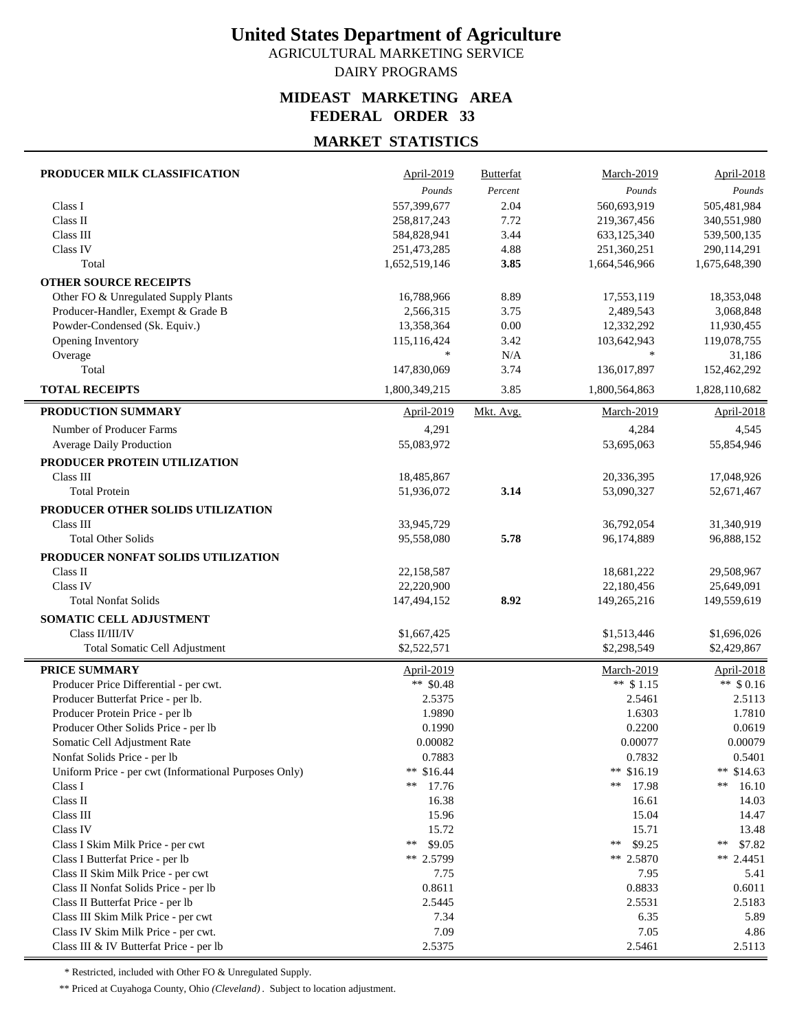# United States Department of Agriculture

AGRICULTURAL MARKETING SERVICE

DAIRY PROGRAMS

## MIDEAST MARKETING AREA
## FEDERAL ORDER 33

### MARKET STATISTICS

| PRODUCER MILK CLASSIFICATION | April-2019 | Butterfat | March-2019 | April-2018 |
|---|---|---|---|---|
| | *Pounds* | *Percent* | *Pounds* | *Pounds* |
| Class I | 557,399,677 | 2.04 | 560,693,919 | 505,481,984 |
| Class II | 258,817,243 | 7.72 | 219,367,456 | 340,551,980 |
| Class III | 584,828,941 | 3.44 | 633,125,340 | 539,500,135 |
| Class IV | 251,473,285 | 4.88 | 251,360,251 | 290,114,291 |
| Total | 1,652,519,146 | **3.85** | 1,664,546,966 | 1,675,648,390 |
| **OTHER SOURCE RECEIPTS** | | | | |
| Other FO & Unregulated Supply Plants | 16,788,966 | 8.89 | 17,553,119 | 18,353,048 |
| Producer-Handler, Exempt & Grade B | 2,566,315 | 3.75 | 2,489,543 | 3,068,848 |
| Powder-Condensed (Sk. Equiv.) | 13,358,364 | 0.00 | 12,332,292 | 11,930,455 |
| Opening Inventory | 115,116,424 | 3.42 | 103,642,943 | 119,078,755 |
| Overage | * | N/A | * | 31,186 |
| Total | 147,830,069 | 3.74 | 136,017,897 | 152,462,292 |
| **TOTAL RECEIPTS** | 1,800,349,215 | 3.85 | 1,800,564,863 | 1,828,110,682 |

| PRODUCTION SUMMARY | April-2019 | Mkt. Avg. | March-2019 | April-2018 |
|---|---|---|---|---|
| Number of Producer Farms | 4,291 | | 4,284 | 4,545 |
| Average Daily Production | 55,083,972 | | 53,695,063 | 55,854,946 |
| **PRODUCER PROTEIN UTILIZATION** | | | | |
| Class III | 18,485,867 | | 20,336,395 | 17,048,926 |
| Total Protein | 51,936,072 | **3.14** | 53,090,327 | 52,671,467 |
| **PRODUCER OTHER SOLIDS UTILIZATION** | | | | |
| Class III | 33,945,729 | | 36,792,054 | 31,340,919 |
| Total Other Solids | 95,558,080 | **5.78** | 96,174,889 | 96,888,152 |
| **PRODUCER NONFAT SOLIDS UTILIZATION** | | | | |
| Class II | 22,158,587 | | 18,681,222 | 29,508,967 |
| Class IV | 22,220,900 | | 22,180,456 | 25,649,091 |
| Total Nonfat Solids | 147,494,152 | **8.92** | 149,265,216 | 149,559,619 |
| **SOMATIC CELL ADJUSTMENT** | | | | |
| Class II/III/IV | $1,667,425 | | $1,513,446 | $1,696,026 |
| Total Somatic Cell Adjustment | $2,522,571 | | $2,298,549 | $2,429,867 |

| PRICE SUMMARY | April-2019 | March-2019 | April-2018 |
|---|---|---|---|
| Producer Price Differential - per cwt. | ** $0.48 | ** $1.15 | ** $0.16 |
| Producer Butterfat Price - per lb. | 2.5375 | 2.5461 | 2.5113 |
| Producer Protein Price - per lb | 1.9890 | 1.6303 | 1.7810 |
| Producer Other Solids Price - per lb | 0.1990 | 0.2200 | 0.0619 |
| Somatic Cell Adjustment Rate | 0.00082 | 0.00077 | 0.00079 |
| Nonfat Solids Price - per lb | 0.7883 | 0.7832 | 0.5401 |
| Uniform Price - per cwt (Informational Purposes Only) | ** $16.44 | ** $16.19 | ** $14.63 |
| Class I | ** 17.76 | ** 17.98 | ** 16.10 |
| Class II | 16.38 | 16.61 | 14.03 |
| Class III | 15.96 | 15.04 | 14.47 |
| Class IV | 15.72 | 15.71 | 13.48 |
| Class I Skim Milk Price - per cwt | ** $9.05 | ** $9.25 | ** $7.82 |
| Class I Butterfat Price - per lb | ** 2.5799 | ** 2.5870 | ** 2.4451 |
| Class II Skim Milk Price - per cwt | 7.75 | 7.95 | 5.41 |
| Class II Nonfat Solids Price - per lb | 0.8611 | 0.8833 | 0.6011 |
| Class II Butterfat Price - per lb | 2.5445 | 2.5531 | 2.5183 |
| Class III Skim Milk Price - per cwt | 7.34 | 6.35 | 5.89 |
| Class IV Skim Milk Price - per cwt. | 7.09 | 7.05 | 4.86 |
| Class III & IV Butterfat Price - per lb | 2.5375 | 2.5461 | 2.5113 |

\* Restricted, included with Other FO & Unregulated Supply.

\*\* Priced at Cuyahoga County, Ohio *(Cleveland)*. Subject to location adjustment.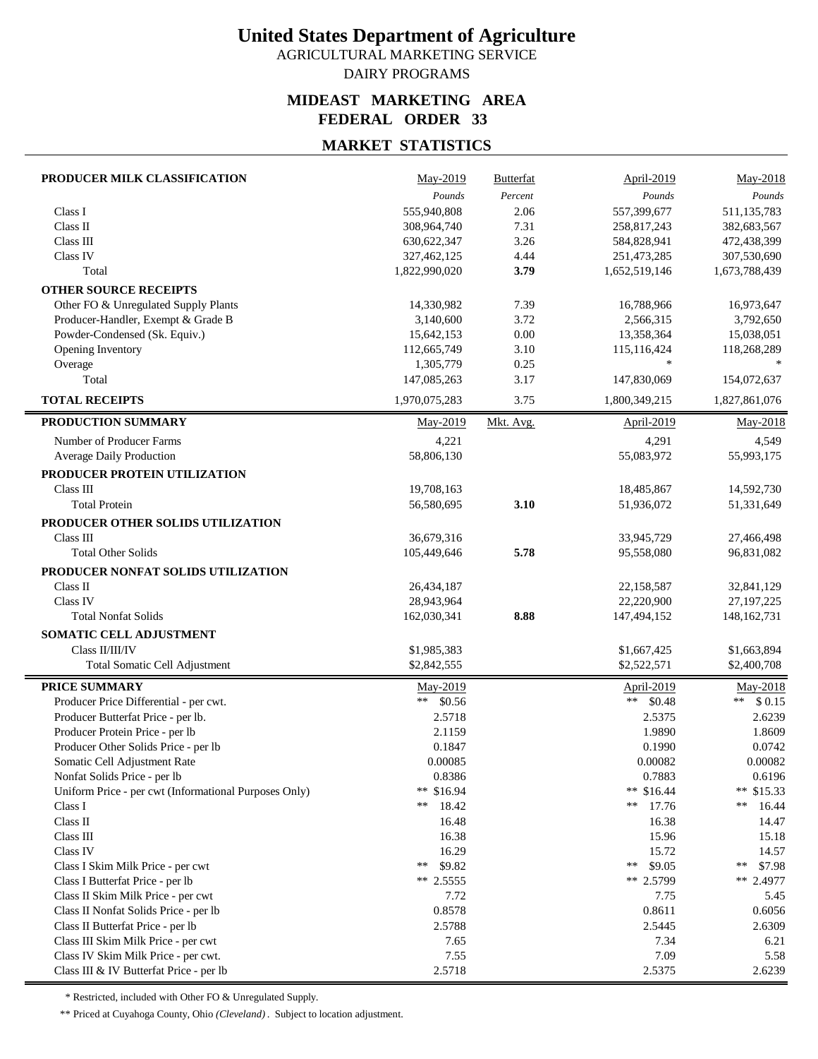# United States Department of Agriculture

AGRICULTURAL MARKETING SERVICE

DAIRY PROGRAMS

## MIDEAST MARKETING AREA
## FEDERAL ORDER 33

## MARKET STATISTICS

| PRODUCER MILK CLASSIFICATION | May-2019 | Butterfat | April-2019 | May-2018 |
|---|---|---|---|---|
| | *Pounds* | *Percent* | *Pounds* | *Pounds* |
| Class I | 555,940,808 | 2.06 | 557,399,677 | 511,135,783 |
| Class II | 308,964,740 | 7.31 | 258,817,243 | 382,683,567 |
| Class III | 630,622,347 | 3.26 | 584,828,941 | 472,438,399 |
| Class IV | 327,462,125 | 4.44 | 251,473,285 | 307,530,690 |
| Total | 1,822,990,020 | **3.79** | 1,652,519,146 | 1,673,788,439 |
| **OTHER SOURCE RECEIPTS** | | | | |
| Other FO & Unregulated Supply Plants | 14,330,982 | 7.39 | 16,788,966 | 16,973,647 |
| Producer-Handler, Exempt & Grade B | 3,140,600 | 3.72 | 2,566,315 | 3,792,650 |
| Powder-Condensed (Sk. Equiv.) | 15,642,153 | 0.00 | 13,358,364 | 15,038,051 |
| Opening Inventory | 112,665,749 | 3.10 | 115,116,424 | 118,268,289 |
| Overage | 1,305,779 | 0.25 | * | * |
| Total | 147,085,263 | 3.17 | 147,830,069 | 154,072,637 |
| **TOTAL RECEIPTS** | 1,970,075,283 | 3.75 | 1,800,349,215 | 1,827,861,076 |

| PRODUCTION SUMMARY | May-2019 | Mkt. Avg. | April-2019 | May-2018 |
|---|---|---|---|---|
| Number of Producer Farms | 4,221 | | 4,291 | 4,549 |
| Average Daily Production | 58,806,130 | | 55,083,972 | 55,993,175 |
| **PRODUCER PROTEIN UTILIZATION** | | | | |
| Class III | 19,708,163 | | 18,485,867 | 14,592,730 |
| Total Protein | 56,580,695 | **3.10** | 51,936,072 | 51,331,649 |
| **PRODUCER OTHER SOLIDS UTILIZATION** | | | | |
| Class III | 36,679,316 | | 33,945,729 | 27,466,498 |
| Total Other Solids | 105,449,646 | **5.78** | 95,558,080 | 96,831,082 |
| **PRODUCER NONFAT SOLIDS UTILIZATION** | | | | |
| Class II | 26,434,187 | | 22,158,587 | 32,841,129 |
| Class IV | 28,943,964 | | 22,220,900 | 27,197,225 |
| Total Nonfat Solids | 162,030,341 | **8.88** | 147,494,152 | 148,162,731 |
| **SOMATIC CELL ADJUSTMENT** | | | | |
| Class II/III/IV | $1,985,383 | | $1,667,425 | $1,663,894 |
| Total Somatic Cell Adjustment | $2,842,555 | | $2,522,571 | $2,400,708 |

| PRICE SUMMARY | May-2019 | April-2019 | May-2018 |
|---|---|---|---|
| Producer Price Differential - per cwt. | ** $0.56 | ** $0.48 | ** $ 0.15 |
| Producer Butterfat Price - per lb. | 2.5718 | 2.5375 | 2.6239 |
| Producer Protein Price - per lb | 2.1159 | 1.9890 | 1.8609 |
| Producer Other Solids Price - per lb | 0.1847 | 0.1990 | 0.0742 |
| Somatic Cell Adjustment Rate | 0.00085 | 0.00082 | 0.00082 |
| Nonfat Solids Price - per lb | 0.8386 | 0.7883 | 0.6196 |
| Uniform Price - per cwt (Informational Purposes Only) | ** $16.94 | ** $16.44 | ** $15.33 |
| Class I | ** 18.42 | ** 17.76 | ** 16.44 |
| Class II | 16.48 | 16.38 | 14.47 |
| Class III | 16.38 | 15.96 | 15.18 |
| Class IV | 16.29 | 15.72 | 14.57 |
| Class I Skim Milk Price - per cwt | ** $9.82 | ** $9.05 | ** $7.98 |
| Class I Butterfat Price - per lb | ** 2.5555 | ** 2.5799 | ** 2.4977 |
| Class II Skim Milk Price - per cwt | 7.72 | 7.75 | 5.45 |
| Class II Nonfat Solids Price - per lb | 0.8578 | 0.8611 | 0.6056 |
| Class II Butterfat Price - per lb | 2.5788 | 2.5445 | 2.6309 |
| Class III Skim Milk Price - per cwt | 7.65 | 7.34 | 6.21 |
| Class IV Skim Milk Price - per cwt. | 7.55 | 7.09 | 5.58 |
| Class III & IV Butterfat Price - per lb | 2.5718 | 2.5375 | 2.6239 |

\* Restricted, included with Other FO & Unregulated Supply.

** Priced at Cuyahoga County, Ohio *(Cleveland)*. Subject to location adjustment.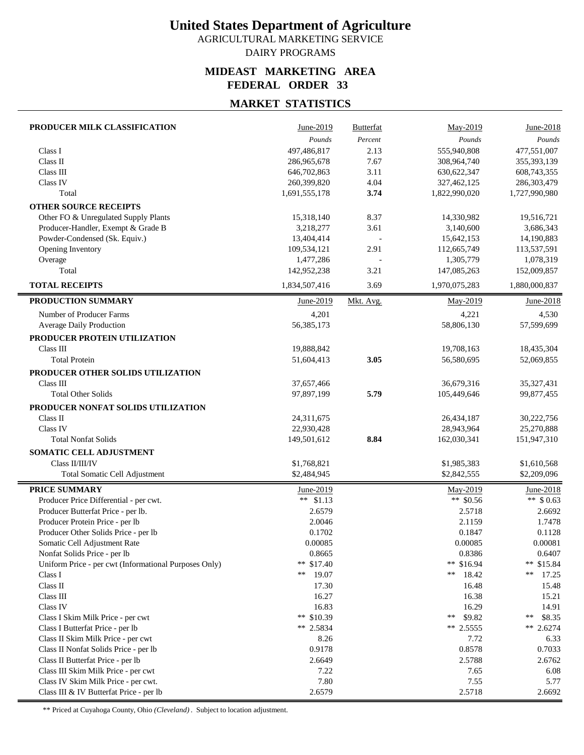# United States Department of Agriculture

AGRICULTURAL MARKETING SERVICE

DAIRY PROGRAMS

## MIDEAST MARKETING AREA
## FEDERAL ORDER 33

## MARKET STATISTICS

| PRODUCER MILK CLASSIFICATION | June-2019 | Butterfat | May-2019 | June-2018 |
|---|---|---|---|---|
| | *Pounds* | *Percent* | *Pounds* | *Pounds* |
| Class I | 497,486,817 | 2.13 | 555,940,808 | 477,551,007 |
| Class II | 286,965,678 | 7.67 | 308,964,740 | 355,393,139 |
| Class III | 646,702,863 | 3.11 | 630,622,347 | 608,743,355 |
| Class IV | 260,399,820 | 4.04 | 327,462,125 | 286,303,479 |
| Total | 1,691,555,178 | **3.74** | 1,822,990,020 | 1,727,990,980 |
| **OTHER SOURCE RECEIPTS** | | | | |
| Other FO & Unregulated Supply Plants | 15,318,140 | 8.37 | 14,330,982 | 19,516,721 |
| Producer-Handler, Exempt & Grade B | 3,218,277 | 3.61 | 3,140,600 | 3,686,343 |
| Powder-Condensed (Sk. Equiv.) | 13,404,414 | - | 15,642,153 | 14,190,883 |
| Opening Inventory | 109,534,121 | 2.91 | 112,665,749 | 113,537,591 |
| Overage | 1,477,286 | - | 1,305,779 | 1,078,319 |
| Total | 142,952,238 | 3.21 | 147,085,263 | 152,009,857 |
| **TOTAL RECEIPTS** | 1,834,507,416 | 3.69 | 1,970,075,283 | 1,880,000,837 |

| PRODUCTION SUMMARY | June-2019 | Mkt. Avg. | May-2019 | June-2018 |
|---|---|---|---|---|
| Number of Producer Farms | 4,201 | | 4,221 | 4,530 |
| Average Daily Production | 56,385,173 | | 58,806,130 | 57,599,699 |
| **PRODUCER PROTEIN UTILIZATION** | | | | |
| Class III | 19,888,842 | | 19,708,163 | 18,435,304 |
| Total Protein | 51,604,413 | **3.05** | 56,580,695 | 52,069,855 |
| **PRODUCER OTHER SOLIDS UTILIZATION** | | | | |
| Class III | 37,657,466 | | 36,679,316 | 35,327,431 |
| Total Other Solids | 97,897,199 | **5.79** | 105,449,646 | 99,877,455 |
| **PRODUCER NONFAT SOLIDS UTILIZATION** | | | | |
| Class II | 24,311,675 | | 26,434,187 | 30,222,756 |
| Class IV | 22,930,428 | | 28,943,964 | 25,270,888 |
| Total Nonfat Solids | 149,501,612 | **8.84** | 162,030,341 | 151,947,310 |
| **SOMATIC CELL ADJUSTMENT** | | | | |
| Class II/III/IV | $1,768,821 | | $1,985,383 | $1,610,568 |
| Total Somatic Cell Adjustment | $2,484,945 | | $2,842,555 | $2,209,096 |

| PRICE SUMMARY | June-2019 | May-2019 | June-2018 |
|---|---|---|---|
| Producer Price Differential - per cwt. | ** $1.13 | ** $0.56 | ** $ 0.63 |
| Producer Butterfat Price - per lb. | 2.6579 | 2.5718 | 2.6692 |
| Producer Protein Price - per lb | 2.0046 | 2.1159 | 1.7478 |
| Producer Other Solids Price - per lb | 0.1702 | 0.1847 | 0.1128 |
| Somatic Cell Adjustment Rate | 0.00085 | 0.00085 | 0.00081 |
| Nonfat Solids Price - per lb | 0.8665 | 0.8386 | 0.6407 |
| Uniform Price - per cwt (Informational Purposes Only) | ** $17.40 | ** $16.94 | ** $15.84 |
| Class I | ** 19.07 | ** 18.42 | ** 17.25 |
| Class II | 17.30 | 16.48 | 15.48 |
| Class III | 16.27 | 16.38 | 15.21 |
| Class IV | 16.83 | 16.29 | 14.91 |
| Class I Skim Milk Price - per cwt | ** $10.39 | ** $9.82 | ** $8.35 |
| Class I Butterfat Price - per lb | ** 2.5834 | ** 2.5555 | ** 2.6274 |
| Class II Skim Milk Price - per cwt | 8.26 | 7.72 | 6.33 |
| Class II Nonfat Solids Price - per lb | 0.9178 | 0.8578 | 0.7033 |
| Class II Butterfat Price - per lb | 2.6649 | 2.5788 | 2.6762 |
| Class III Skim Milk Price - per cwt | 7.22 | 7.65 | 6.08 |
| Class IV Skim Milk Price - per cwt. | 7.80 | 7.55 | 5.77 |
| Class III & IV Butterfat Price - per lb | 2.6579 | 2.5718 | 2.6692 |

** Priced at Cuyahoga County, Ohio *(Cleveland)*. Subject to location adjustment.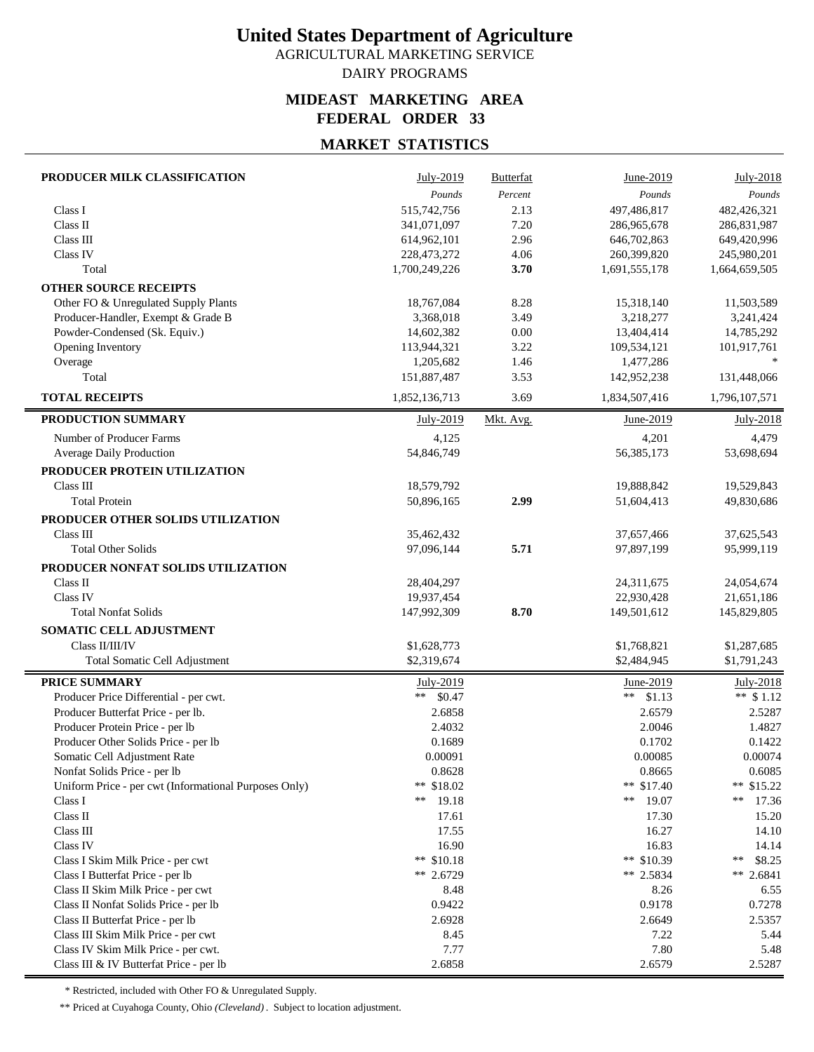# United States Department of Agriculture

AGRICULTURAL MARKETING SERVICE

DAIRY PROGRAMS

## MIDEAST MARKETING AREA
## FEDERAL ORDER 33

## MARKET STATISTICS

| PRODUCER MILK CLASSIFICATION | July-2019 | Butterfat | June-2019 | July-2018 |
|---|---|---|---|---|
| | *Pounds* | *Percent* | *Pounds* | *Pounds* |
| Class I | 515,742,756 | 2.13 | 497,486,817 | 482,426,321 |
| Class II | 341,071,097 | 7.20 | 286,965,678 | 286,831,987 |
| Class III | 614,962,101 | 2.96 | 646,702,863 | 649,420,996 |
| Class IV | 228,473,272 | 4.06 | 260,399,820 | 245,980,201 |
| Total | 1,700,249,226 | **3.70** | 1,691,555,178 | 1,664,659,505 |
| **OTHER SOURCE RECEIPTS** | | | | |
| Other FO & Unregulated Supply Plants | 18,767,084 | 8.28 | 15,318,140 | 11,503,589 |
| Producer-Handler, Exempt & Grade B | 3,368,018 | 3.49 | 3,218,277 | 3,241,424 |
| Powder-Condensed (Sk. Equiv.) | 14,602,382 | 0.00 | 13,404,414 | 14,785,292 |
| Opening Inventory | 113,944,321 | 3.22 | 109,534,121 | 101,917,761 |
| Overage | 1,205,682 | 1.46 | 1,477,286 | * |
| Total | 151,887,487 | 3.53 | 142,952,238 | 131,448,066 |
| **TOTAL RECEIPTS** | 1,852,136,713 | 3.69 | 1,834,507,416 | 1,796,107,571 |

| PRODUCTION SUMMARY | July-2019 | Mkt. Avg. | June-2019 | July-2018 |
|---|---|---|---|---|
| Number of Producer Farms | 4,125 | | 4,201 | 4,479 |
| Average Daily Production | 54,846,749 | | 56,385,173 | 53,698,694 |
| **PRODUCER PROTEIN UTILIZATION** | | | | |
| Class III | 18,579,792 | | 19,888,842 | 19,529,843 |
| Total Protein | 50,896,165 | **2.99** | 51,604,413 | 49,830,686 |
| **PRODUCER OTHER SOLIDS UTILIZATION** | | | | |
| Class III | 35,462,432 | | 37,657,466 | 37,625,543 |
| Total Other Solids | 97,096,144 | **5.71** | 97,897,199 | 95,999,119 |
| **PRODUCER NONFAT SOLIDS UTILIZATION** | | | | |
| Class II | 28,404,297 | | 24,311,675 | 24,054,674 |
| Class IV | 19,937,454 | | 22,930,428 | 21,651,186 |
| Total Nonfat Solids | 147,992,309 | **8.70** | 149,501,612 | 145,829,805 |
| **SOMATIC CELL ADJUSTMENT** | | | | |
| Class II/III/IV | $1,628,773 | | $1,768,821 | $1,287,685 |
| Total Somatic Cell Adjustment | $2,319,674 | | $2,484,945 | $1,791,243 |

| PRICE SUMMARY | July-2019 | June-2019 | July-2018 |
|---|---|---|---|
| Producer Price Differential - per cwt. | ** $0.47 | ** $1.13 | ** $ 1.12 |
| Producer Butterfat Price - per lb. | 2.6858 | 2.6579 | 2.5287 |
| Producer Protein Price - per lb | 2.4032 | 2.0046 | 1.4827 |
| Producer Other Solids Price - per lb | 0.1689 | 0.1702 | 0.1422 |
| Somatic Cell Adjustment Rate | 0.00091 | 0.00085 | 0.00074 |
| Nonfat Solids Price - per lb | 0.8628 | 0.8665 | 0.6085 |
| Uniform Price - per cwt (Informational Purposes Only) | ** $18.02 | ** $17.40 | ** $15.22 |
| Class I | ** 19.18 | ** 19.07 | ** 17.36 |
| Class II | 17.61 | 17.30 | 15.20 |
| Class III | 17.55 | 16.27 | 14.10 |
| Class IV | 16.90 | 16.83 | 14.14 |
| Class I Skim Milk Price - per cwt | ** $10.18 | ** $10.39 | ** $8.25 |
| Class I Butterfat Price - per lb | ** 2.6729 | ** 2.5834 | ** 2.6841 |
| Class II Skim Milk Price - per cwt | 8.48 | 8.26 | 6.55 |
| Class II Nonfat Solids Price - per lb | 0.9422 | 0.9178 | 0.7278 |
| Class II Butterfat Price - per lb | 2.6928 | 2.6649 | 2.5357 |
| Class III Skim Milk Price - per cwt | 8.45 | 7.22 | 5.44 |
| Class IV Skim Milk Price - per cwt. | 7.77 | 7.80 | 5.48 |
| Class III & IV Butterfat Price - per lb | 2.6858 | 2.6579 | 2.5287 |

\* Restricted, included with Other FO & Unregulated Supply.

** Priced at Cuyahoga County, Ohio *(Cleveland)*. Subject to location adjustment.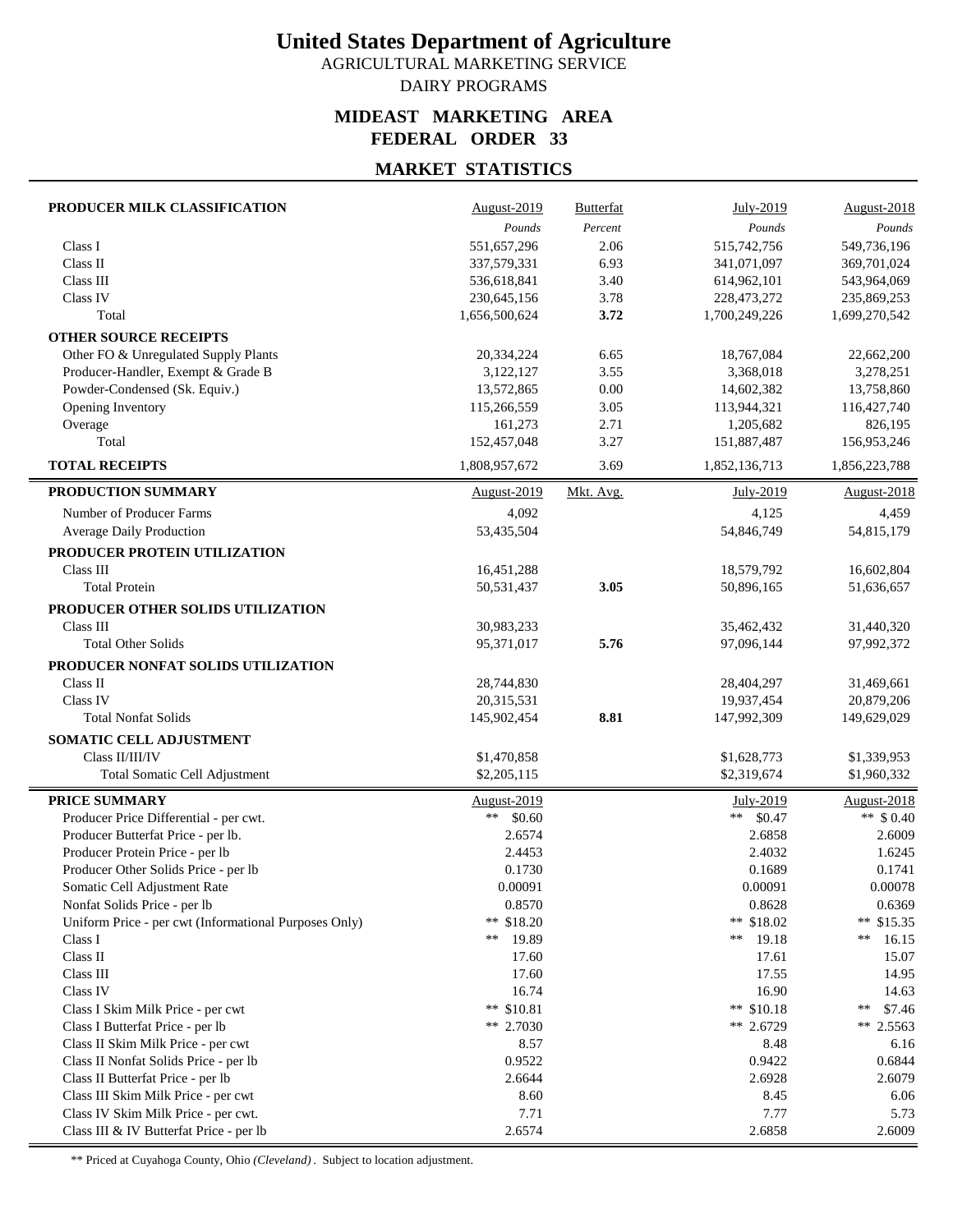# United States Department of Agriculture

AGRICULTURAL MARKETING SERVICE

DAIRY PROGRAMS

## MIDEAST MARKETING AREA
## FEDERAL ORDER 33

## MARKET STATISTICS

| PRODUCER MILK CLASSIFICATION | August-2019 | Butterfat | July-2019 | August-2018 |
|---|---|---|---|---|
| | *Pounds* | *Percent* | *Pounds* | *Pounds* |
| Class I | 551,657,296 | 2.06 | 515,742,756 | 549,736,196 |
| Class II | 337,579,331 | 6.93 | 341,071,097 | 369,701,024 |
| Class III | 536,618,841 | 3.40 | 614,962,101 | 543,964,069 |
| Class IV | 230,645,156 | 3.78 | 228,473,272 | 235,869,253 |
| Total | 1,656,500,624 | **3.72** | 1,700,249,226 | 1,699,270,542 |
| **OTHER SOURCE RECEIPTS** | | | | |
| Other FO & Unregulated Supply Plants | 20,334,224 | 6.65 | 18,767,084 | 22,662,200 |
| Producer-Handler, Exempt & Grade B | 3,122,127 | 3.55 | 3,368,018 | 3,278,251 |
| Powder-Condensed (Sk. Equiv.) | 13,572,865 | 0.00 | 14,602,382 | 13,758,860 |
| Opening Inventory | 115,266,559 | 3.05 | 113,944,321 | 116,427,740 |
| Overage | 161,273 | 2.71 | 1,205,682 | 826,195 |
| Total | 152,457,048 | 3.27 | 151,887,487 | 156,953,246 |
| **TOTAL RECEIPTS** | 1,808,957,672 | 3.69 | 1,852,136,713 | 1,856,223,788 |

| PRODUCTION SUMMARY | August-2019 | Mkt. Avg. | July-2019 | August-2018 |
|---|---|---|---|---|
| Number of Producer Farms | 4,092 | | 4,125 | 4,459 |
| Average Daily Production | 53,435,504 | | 54,846,749 | 54,815,179 |
| **PRODUCER PROTEIN UTILIZATION** | | | | |
| Class III | 16,451,288 | | 18,579,792 | 16,602,804 |
| Total Protein | 50,531,437 | **3.05** | 50,896,165 | 51,636,657 |
| **PRODUCER OTHER SOLIDS UTILIZATION** | | | | |
| Class III | 30,983,233 | | 35,462,432 | 31,440,320 |
| Total Other Solids | 95,371,017 | **5.76** | 97,096,144 | 97,992,372 |
| **PRODUCER NONFAT SOLIDS UTILIZATION** | | | | |
| Class II | 28,744,830 | | 28,404,297 | 31,469,661 |
| Class IV | 20,315,531 | | 19,937,454 | 20,879,206 |
| Total Nonfat Solids | 145,902,454 | **8.81** | 147,992,309 | 149,629,029 |
| **SOMATIC CELL ADJUSTMENT** | | | | |
| Class II/III/IV | $1,470,858 | | $1,628,773 | $1,339,953 |
| Total Somatic Cell Adjustment | $2,205,115 | | $2,319,674 | $1,960,332 |

| PRICE SUMMARY | August-2019 | July-2019 | August-2018 |
|---|---|---|---|
| Producer Price Differential - per cwt. | ** $0.60 | ** $0.47 | ** $ 0.40 |
| Producer Butterfat Price - per lb. | 2.6574 | 2.6858 | 2.6009 |
| Producer Protein Price - per lb | 2.4453 | 2.4032 | 1.6245 |
| Producer Other Solids Price - per lb | 0.1730 | 0.1689 | 0.1741 |
| Somatic Cell Adjustment Rate | 0.00091 | 0.00091 | 0.00078 |
| Nonfat Solids Price - per lb | 0.8570 | 0.8628 | 0.6369 |
| Uniform Price - per cwt (Informational Purposes Only) | ** $18.20 | ** $18.02 | ** $15.35 |
| Class I | ** 19.89 | ** 19.18 | ** 16.15 |
| Class II | 17.60 | 17.61 | 15.07 |
| Class III | 17.60 | 17.55 | 14.95 |
| Class IV | 16.74 | 16.90 | 14.63 |
| Class I Skim Milk Price - per cwt | ** $10.81 | ** $10.18 | ** $7.46 |
| Class I Butterfat Price - per lb | ** 2.7030 | ** 2.6729 | ** 2.5563 |
| Class II Skim Milk Price - per cwt | 8.57 | 8.48 | 6.16 |
| Class II Nonfat Solids Price - per lb | 0.9522 | 0.9422 | 0.6844 |
| Class II Butterfat Price - per lb | 2.6644 | 2.6928 | 2.6079 |
| Class III Skim Milk Price - per cwt | 8.60 | 8.45 | 6.06 |
| Class IV Skim Milk Price - per cwt. | 7.71 | 7.77 | 5.73 |
| Class III & IV Butterfat Price - per lb | 2.6574 | 2.6858 | 2.6009 |

** Priced at Cuyahoga County, Ohio *(Cleveland)*. Subject to location adjustment.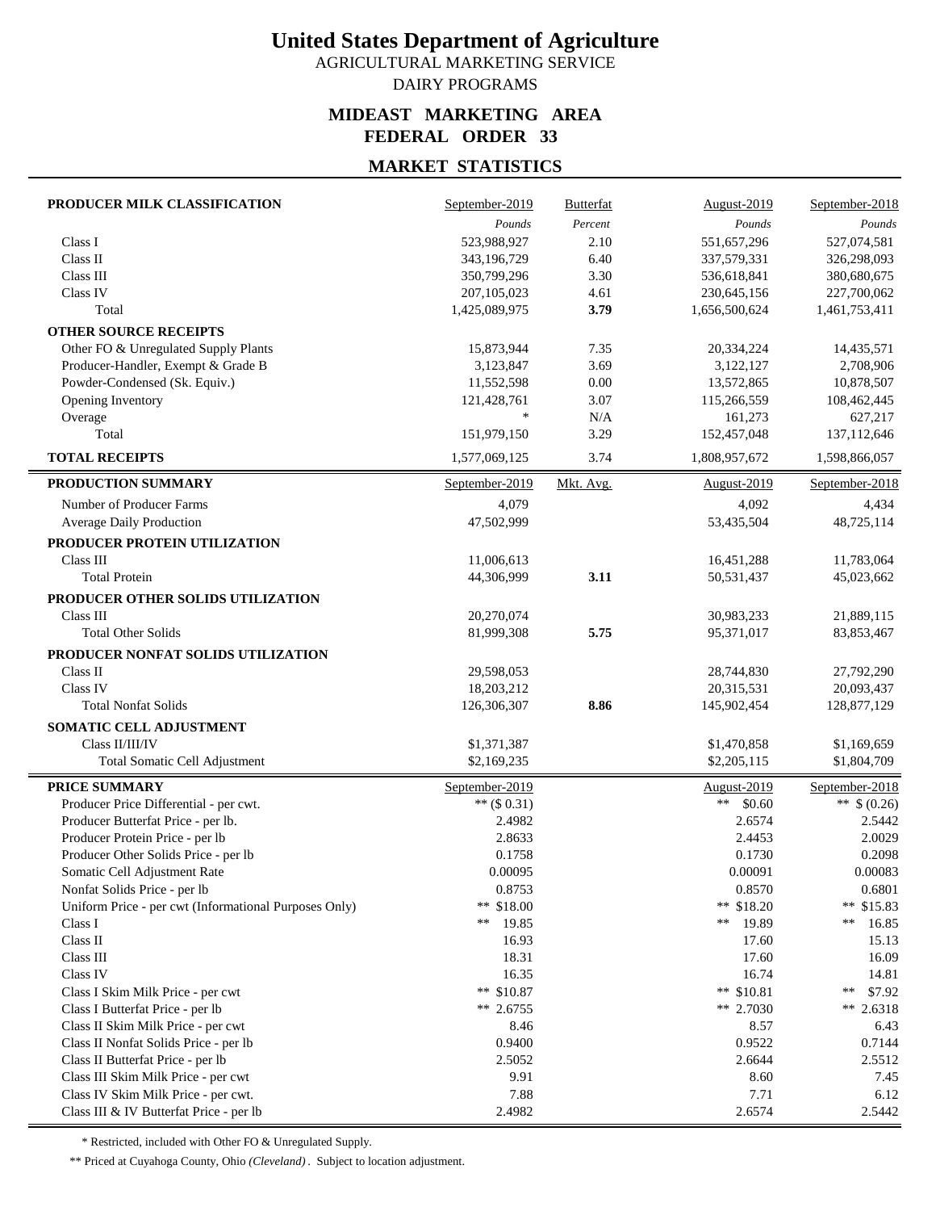# United States Department of Agriculture

AGRICULTURAL MARKETING SERVICE

DAIRY PROGRAMS

## MIDEAST MARKETING AREA
## FEDERAL ORDER 33

## MARKET STATISTICS

| PRODUCER MILK CLASSIFICATION | September-2019 | Butterfat | August-2019 | September-2018 |
|---|---|---|---|---|
| | *Pounds* | *Percent* | *Pounds* | *Pounds* |
| Class I | 523,988,927 | 2.10 | 551,657,296 | 527,074,581 |
| Class II | 343,196,729 | 6.40 | 337,579,331 | 326,298,093 |
| Class III | 350,799,296 | 3.30 | 536,618,841 | 380,680,675 |
| Class IV | 207,105,023 | 4.61 | 230,645,156 | 227,700,062 |
| Total | 1,425,089,975 | **3.79** | 1,656,500,624 | 1,461,753,411 |
| **OTHER SOURCE RECEIPTS** | | | | |
| Other FO & Unregulated Supply Plants | 15,873,944 | 7.35 | 20,334,224 | 14,435,571 |
| Producer-Handler, Exempt & Grade B | 3,123,847 | 3.69 | 3,122,127 | 2,708,906 |
| Powder-Condensed (Sk. Equiv.) | 11,552,598 | 0.00 | 13,572,865 | 10,878,507 |
| Opening Inventory | 121,428,761 | 3.07 | 115,266,559 | 108,462,445 |
| Overage | * | N/A | 161,273 | 627,217 |
| Total | 151,979,150 | 3.29 | 152,457,048 | 137,112,646 |
| **TOTAL RECEIPTS** | 1,577,069,125 | 3.74 | 1,808,957,672 | 1,598,866,057 |

| PRODUCTION SUMMARY | September-2019 | Mkt. Avg. | August-2019 | September-2018 |
|---|---|---|---|---|
| Number of Producer Farms | 4,079 | | 4,092 | 4,434 |
| Average Daily Production | 47,502,999 | | 53,435,504 | 48,725,114 |
| **PRODUCER PROTEIN UTILIZATION** | | | | |
| Class III | 11,006,613 | | 16,451,288 | 11,783,064 |
| Total Protein | 44,306,999 | **3.11** | 50,531,437 | 45,023,662 |
| **PRODUCER OTHER SOLIDS UTILIZATION** | | | | |
| Class III | 20,270,074 | | 30,983,233 | 21,889,115 |
| Total Other Solids | 81,999,308 | **5.75** | 95,371,017 | 83,853,467 |
| **PRODUCER NONFAT SOLIDS UTILIZATION** | | | | |
| Class II | 29,598,053 | | 28,744,830 | 27,792,290 |
| Class IV | 18,203,212 | | 20,315,531 | 20,093,437 |
| Total Nonfat Solids | 126,306,307 | **8.86** | 145,902,454 | 128,877,129 |
| **SOMATIC CELL ADJUSTMENT** | | | | |
| Class II/III/IV | $1,371,387 | | $1,470,858 | $1,169,659 |
| Total Somatic Cell Adjustment | $2,169,235 | | $2,205,115 | $1,804,709 |

| PRICE SUMMARY | September-2019 | August-2019 | September-2018 |
|---|---|---|---|
| Producer Price Differential - per cwt. | ** ($ 0.31) | ** $0.60 | ** $ (0.26) |
| Producer Butterfat Price - per lb. | 2.4982 | 2.6574 | 2.5442 |
| Producer Protein Price - per lb | 2.8633 | 2.4453 | 2.0029 |
| Producer Other Solids Price - per lb | 0.1758 | 0.1730 | 0.2098 |
| Somatic Cell Adjustment Rate | 0.00095 | 0.00091 | 0.00083 |
| Nonfat Solids Price - per lb | 0.8753 | 0.8570 | 0.6801 |
| Uniform Price - per cwt (Informational Purposes Only) | ** $18.00 | ** $18.20 | ** $15.83 |
| Class I | ** 19.85 | ** 19.89 | ** 16.85 |
| Class II | 16.93 | 17.60 | 15.13 |
| Class III | 18.31 | 17.60 | 16.09 |
| Class IV | 16.35 | 16.74 | 14.81 |
| Class I Skim Milk Price - per cwt | ** $10.87 | ** $10.81 | ** $7.92 |
| Class I Butterfat Price - per lb | ** 2.6755 | ** 2.7030 | ** 2.6318 |
| Class II Skim Milk Price - per cwt | 8.46 | 8.57 | 6.43 |
| Class II Nonfat Solids Price - per lb | 0.9400 | 0.9522 | 0.7144 |
| Class II Butterfat Price - per lb | 2.5052 | 2.6644 | 2.5512 |
| Class III Skim Milk Price - per cwt | 9.91 | 8.60 | 7.45 |
| Class IV Skim Milk Price - per cwt. | 7.88 | 7.71 | 6.12 |
| Class III & IV Butterfat Price - per lb | 2.4982 | 2.6574 | 2.5442 |

\* Restricted, included with Other FO & Unregulated Supply.

** Priced at Cuyahoga County, Ohio *(Cleveland)*. Subject to location adjustment.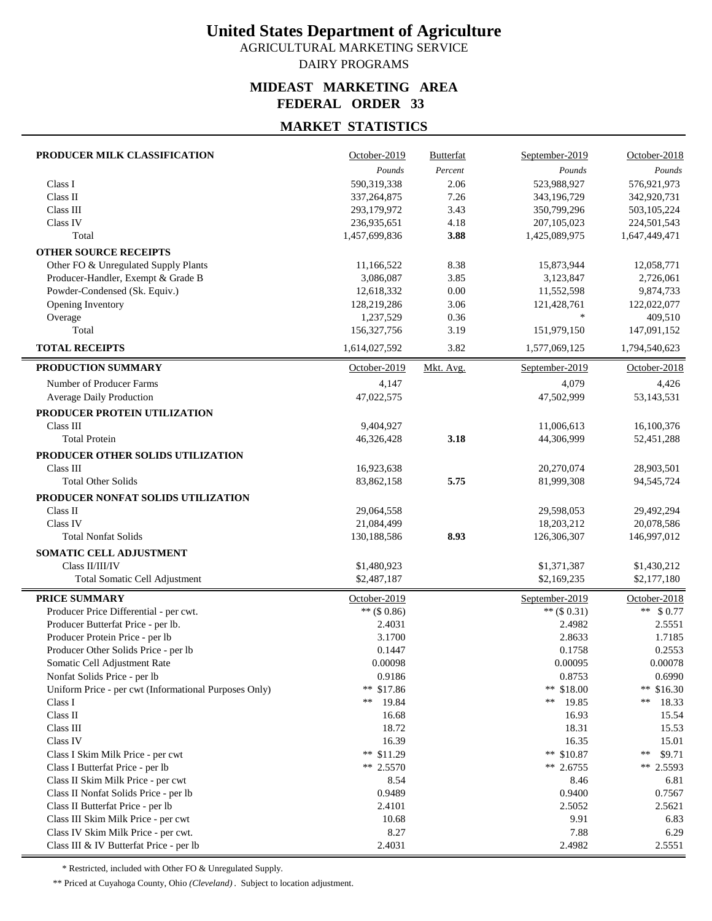# United States Department of Agriculture

AGRICULTURAL MARKETING SERVICE

DAIRY PROGRAMS

## MIDEAST MARKETING AREA
## FEDERAL ORDER 33

## MARKET STATISTICS

| PRODUCER MILK CLASSIFICATION | October-2019 | Butterfat | September-2019 | October-2018 |
|---|---|---|---|---|
| | *Pounds* | *Percent* | *Pounds* | *Pounds* |
| Class I | 590,319,338 | 2.06 | 523,988,927 | 576,921,973 |
| Class II | 337,264,875 | 7.26 | 343,196,729 | 342,920,731 |
| Class III | 293,179,972 | 3.43 | 350,799,296 | 503,105,224 |
| Class IV | 236,935,651 | 4.18 | 207,105,023 | 224,501,543 |
| Total | 1,457,699,836 | **3.88** | 1,425,089,975 | 1,647,449,471 |
| **OTHER SOURCE RECEIPTS** | | | | |
| Other FO & Unregulated Supply Plants | 11,166,522 | 8.38 | 15,873,944 | 12,058,771 |
| Producer-Handler, Exempt & Grade B | 3,086,087 | 3.85 | 3,123,847 | 2,726,061 |
| Powder-Condensed (Sk. Equiv.) | 12,618,332 | 0.00 | 11,552,598 | 9,874,733 |
| Opening Inventory | 128,219,286 | 3.06 | 121,428,761 | 122,022,077 |
| Overage | 1,237,529 | 0.36 | * | 409,510 |
| Total | 156,327,756 | 3.19 | 151,979,150 | 147,091,152 |
| **TOTAL RECEIPTS** | 1,614,027,592 | 3.82 | 1,577,069,125 | 1,794,540,623 |

| PRODUCTION SUMMARY | October-2019 | Mkt. Avg. | September-2019 | October-2018 |
|---|---|---|---|---|
| Number of Producer Farms | 4,147 | | 4,079 | 4,426 |
| Average Daily Production | 47,022,575 | | 47,502,999 | 53,143,531 |
| **PRODUCER PROTEIN UTILIZATION** | | | | |
| Class III | 9,404,927 | | 11,006,613 | 16,100,376 |
| Total Protein | 46,326,428 | **3.18** | 44,306,999 | 52,451,288 |
| **PRODUCER OTHER SOLIDS UTILIZATION** | | | | |
| Class III | 16,923,638 | | 20,270,074 | 28,903,501 |
| Total Other Solids | 83,862,158 | **5.75** | 81,999,308 | 94,545,724 |
| **PRODUCER NONFAT SOLIDS UTILIZATION** | | | | |
| Class II | 29,064,558 | | 29,598,053 | 29,492,294 |
| Class IV | 21,084,499 | | 18,203,212 | 20,078,586 |
| Total Nonfat Solids | 130,188,586 | **8.93** | 126,306,307 | 146,997,012 |
| **SOMATIC CELL ADJUSTMENT** | | | | |
| Class II/III/IV | $1,480,923 | | $1,371,387 | $1,430,212 |
| Total Somatic Cell Adjustment | $2,487,187 | | $2,169,235 | $2,177,180 |

| PRICE SUMMARY | October-2019 | September-2019 | October-2018 |
|---|---|---|---|
| Producer Price Differential - per cwt. | ** ($ 0.86) | ** ($ 0.31) | ** $ 0.77 |
| Producer Butterfat Price - per lb. | 2.4031 | 2.4982 | 2.5551 |
| Producer Protein Price - per lb | 3.1700 | 2.8633 | 1.7185 |
| Producer Other Solids Price - per lb | 0.1447 | 0.1758 | 0.2553 |
| Somatic Cell Adjustment Rate | 0.00098 | 0.00095 | 0.00078 |
| Nonfat Solids Price - per lb | 0.9186 | 0.8753 | 0.6990 |
| Uniform Price - per cwt (Informational Purposes Only) | ** $17.86 | ** $18.00 | ** $16.30 |
| Class I | ** 19.84 | ** 19.85 | ** 18.33 |
| Class II | 16.68 | 16.93 | 15.54 |
| Class III | 18.72 | 18.31 | 15.53 |
| Class IV | 16.39 | 16.35 | 15.01 |
| Class I Skim Milk Price - per cwt | ** $11.29 | ** $10.87 | ** $9.71 |
| Class I Butterfat Price - per lb | ** 2.5570 | ** 2.6755 | ** 2.5593 |
| Class II Skim Milk Price - per cwt | 8.54 | 8.46 | 6.81 |
| Class II Nonfat Solids Price - per lb | 0.9489 | 0.9400 | 0.7567 |
| Class II Butterfat Price - per lb | 2.4101 | 2.5052 | 2.5621 |
| Class III Skim Milk Price - per cwt | 10.68 | 9.91 | 6.83 |
| Class IV Skim Milk Price - per cwt. | 8.27 | 7.88 | 6.29 |
| Class III & IV Butterfat Price - per lb | 2.4031 | 2.4982 | 2.5551 |

\* Restricted, included with Other FO & Unregulated Supply.

** Priced at Cuyahoga County, Ohio *(Cleveland)*. Subject to location adjustment.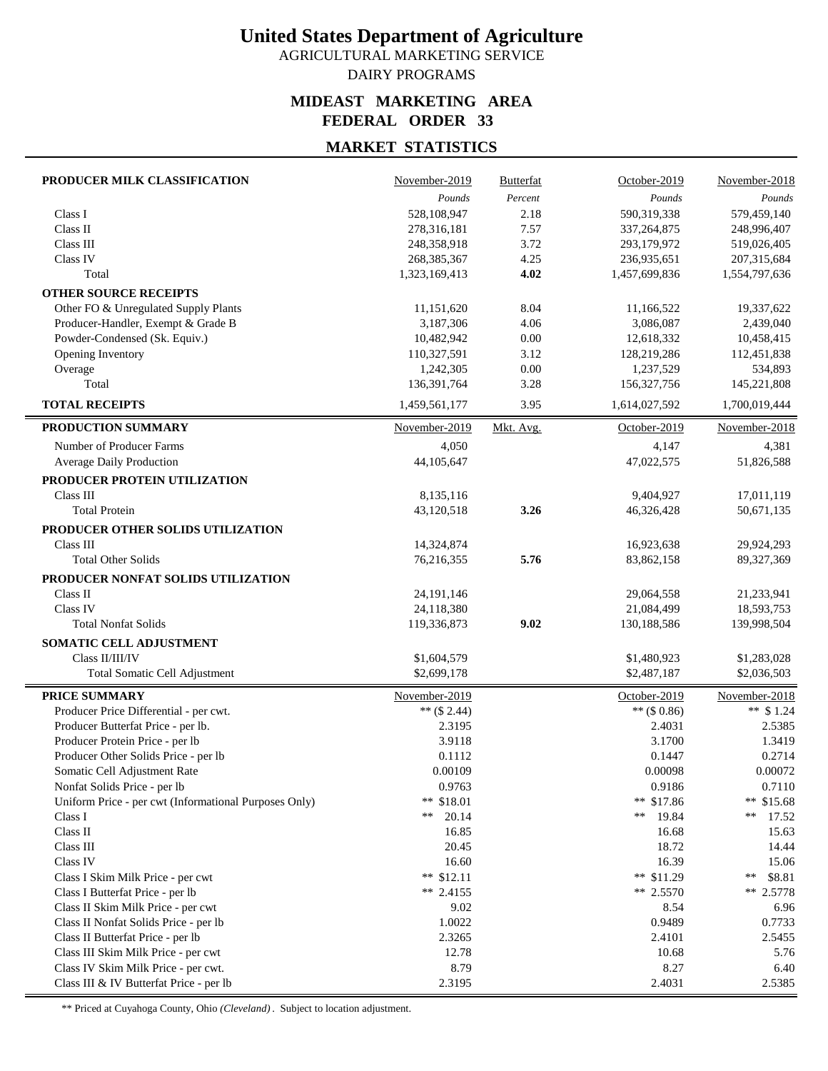# United States Department of Agriculture

AGRICULTURAL MARKETING SERVICE

DAIRY PROGRAMS

## MIDEAST MARKETING AREA
## FEDERAL ORDER 33

## MARKET STATISTICS

| PRODUCER MILK CLASSIFICATION | November-2019 | Butterfat | October-2019 | November-2018 |
|---|---|---|---|---|
| | *Pounds* | *Percent* | *Pounds* | *Pounds* |
| Class I | 528,108,947 | 2.18 | 590,319,338 | 579,459,140 |
| Class II | 278,316,181 | 7.57 | 337,264,875 | 248,996,407 |
| Class III | 248,358,918 | 3.72 | 293,179,972 | 519,026,405 |
| Class IV | 268,385,367 | 4.25 | 236,935,651 | 207,315,684 |
| Total | 1,323,169,413 | **4.02** | 1,457,699,836 | 1,554,797,636 |
| **OTHER SOURCE RECEIPTS** | | | | |
| Other FO & Unregulated Supply Plants | 11,151,620 | 8.04 | 11,166,522 | 19,337,622 |
| Producer-Handler, Exempt & Grade B | 3,187,306 | 4.06 | 3,086,087 | 2,439,040 |
| Powder-Condensed (Sk. Equiv.) | 10,482,942 | 0.00 | 12,618,332 | 10,458,415 |
| Opening Inventory | 110,327,591 | 3.12 | 128,219,286 | 112,451,838 |
| Overage | 1,242,305 | 0.00 | 1,237,529 | 534,893 |
| Total | 136,391,764 | 3.28 | 156,327,756 | 145,221,808 |
| **TOTAL RECEIPTS** | 1,459,561,177 | 3.95 | 1,614,027,592 | 1,700,019,444 |

| PRODUCTION SUMMARY | November-2019 | Mkt. Avg. | October-2019 | November-2018 |
|---|---|---|---|---|
| Number of Producer Farms | 4,050 | | 4,147 | 4,381 |
| Average Daily Production | 44,105,647 | | 47,022,575 | 51,826,588 |
| **PRODUCER PROTEIN UTILIZATION** | | | | |
| Class III | 8,135,116 | | 9,404,927 | 17,011,119 |
| Total Protein | 43,120,518 | **3.26** | 46,326,428 | 50,671,135 |
| **PRODUCER OTHER SOLIDS UTILIZATION** | | | | |
| Class III | 14,324,874 | | 16,923,638 | 29,924,293 |
| Total Other Solids | 76,216,355 | **5.76** | 83,862,158 | 89,327,369 |
| **PRODUCER NONFAT SOLIDS UTILIZATION** | | | | |
| Class II | 24,191,146 | | 29,064,558 | 21,233,941 |
| Class IV | 24,118,380 | | 21,084,499 | 18,593,753 |
| Total Nonfat Solids | 119,336,873 | **9.02** | 130,188,586 | 139,998,504 |
| **SOMATIC CELL ADJUSTMENT** | | | | |
| Class II/III/IV | $1,604,579 | | $1,480,923 | $1,283,028 |
| Total Somatic Cell Adjustment | $2,699,178 | | $2,487,187 | $2,036,503 |

| PRICE SUMMARY | November-2019 | October-2019 | November-2018 |
|---|---|---|---|
| Producer Price Differential - per cwt. | ** ($ 2.44) | ** ($ 0.86) | ** $ 1.24 |
| Producer Butterfat Price - per lb. | 2.3195 | 2.4031 | 2.5385 |
| Producer Protein Price - per lb | 3.9118 | 3.1700 | 1.3419 |
| Producer Other Solids Price - per lb | 0.1112 | 0.1447 | 0.2714 |
| Somatic Cell Adjustment Rate | 0.00109 | 0.00098 | 0.00072 |
| Nonfat Solids Price - per lb | 0.9763 | 0.9186 | 0.7110 |
| Uniform Price - per cwt (Informational Purposes Only) | ** $18.01 | ** $17.86 | ** $15.68 |
| Class I | ** 20.14 | ** 19.84 | ** 17.52 |
| Class II | 16.85 | 16.68 | 15.63 |
| Class III | 20.45 | 18.72 | 14.44 |
| Class IV | 16.60 | 16.39 | 15.06 |
| Class I Skim Milk Price - per cwt | ** $12.11 | ** $11.29 | ** $8.81 |
| Class I Butterfat Price - per lb | ** 2.4155 | ** 2.5570 | ** 2.5778 |
| Class II Skim Milk Price - per cwt | 9.02 | 8.54 | 6.96 |
| Class II Nonfat Solids Price - per lb | 1.0022 | 0.9489 | 0.7733 |
| Class II Butterfat Price - per lb | 2.3265 | 2.4101 | 2.5455 |
| Class III Skim Milk Price - per cwt | 12.78 | 10.68 | 5.76 |
| Class IV Skim Milk Price - per cwt. | 8.79 | 8.27 | 6.40 |
| Class III & IV Butterfat Price - per lb | 2.3195 | 2.4031 | 2.5385 |

** Priced at Cuyahoga County, Ohio *(Cleveland)*. Subject to location adjustment.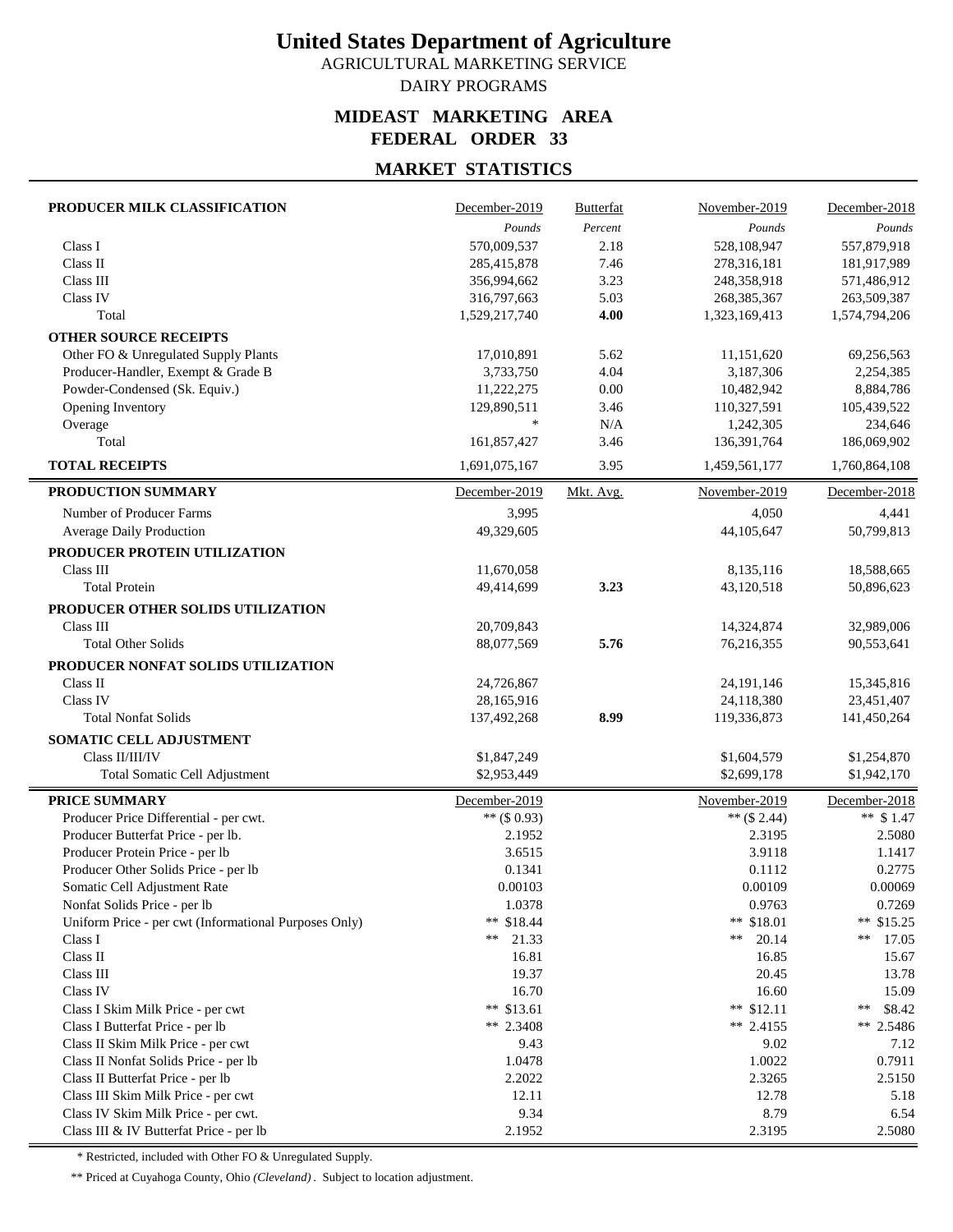# United States Department of Agriculture

AGRICULTURAL MARKETING SERVICE

DAIRY PROGRAMS

## MIDEAST MARKETING AREA
## FEDERAL ORDER 33

## MARKET STATISTICS

| PRODUCER MILK CLASSIFICATION | December-2019 | Butterfat | November-2019 | December-2018 |
|---|---|---|---|---|
| | *Pounds* | *Percent* | *Pounds* | *Pounds* |
| Class I | 570,009,537 | 2.18 | 528,108,947 | 557,879,918 |
| Class II | 285,415,878 | 7.46 | 278,316,181 | 181,917,989 |
| Class III | 356,994,662 | 3.23 | 248,358,918 | 571,486,912 |
| Class IV | 316,797,663 | 5.03 | 268,385,367 | 263,509,387 |
| Total | 1,529,217,740 | **4.00** | 1,323,169,413 | 1,574,794,206 |
| **OTHER SOURCE RECEIPTS** | | | | |
| Other FO & Unregulated Supply Plants | 17,010,891 | 5.62 | 11,151,620 | 69,256,563 |
| Producer-Handler, Exempt & Grade B | 3,733,750 | 4.04 | 3,187,306 | 2,254,385 |
| Powder-Condensed (Sk. Equiv.) | 11,222,275 | 0.00 | 10,482,942 | 8,884,786 |
| Opening Inventory | 129,890,511 | 3.46 | 110,327,591 | 105,439,522 |
| Overage | * | N/A | 1,242,305 | 234,646 |
| Total | 161,857,427 | 3.46 | 136,391,764 | 186,069,902 |
| **TOTAL RECEIPTS** | 1,691,075,167 | 3.95 | 1,459,561,177 | 1,760,864,108 |

| PRODUCTION SUMMARY | December-2019 | Mkt. Avg. | November-2019 | December-2018 |
|---|---|---|---|---|
| Number of Producer Farms | 3,995 | | 4,050 | 4,441 |
| Average Daily Production | 49,329,605 | | 44,105,647 | 50,799,813 |
| **PRODUCER PROTEIN UTILIZATION** | | | | |
| Class III | 11,670,058 | | 8,135,116 | 18,588,665 |
| Total Protein | 49,414,699 | **3.23** | 43,120,518 | 50,896,623 |
| **PRODUCER OTHER SOLIDS UTILIZATION** | | | | |
| Class III | 20,709,843 | | 14,324,874 | 32,989,006 |
| Total Other Solids | 88,077,569 | **5.76** | 76,216,355 | 90,553,641 |
| **PRODUCER NONFAT SOLIDS UTILIZATION** | | | | |
| Class II | 24,726,867 | | 24,191,146 | 15,345,816 |
| Class IV | 28,165,916 | | 24,118,380 | 23,451,407 |
| Total Nonfat Solids | 137,492,268 | **8.99** | 119,336,873 | 141,450,264 |
| **SOMATIC CELL ADJUSTMENT** | | | | |
| Class II/III/IV | $1,847,249 | | $1,604,579 | $1,254,870 |
| Total Somatic Cell Adjustment | $2,953,449 | | $2,699,178 | $1,942,170 |

| PRICE SUMMARY | December-2019 | November-2019 | December-2018 |
|---|---|---|---|
| Producer Price Differential - per cwt. | ** ($ 0.93) | ** ($ 2.44) | ** $ 1.47 |
| Producer Butterfat Price - per lb. | 2.1952 | 2.3195 | 2.5080 |
| Producer Protein Price - per lb | 3.6515 | 3.9118 | 1.1417 |
| Producer Other Solids Price - per lb | 0.1341 | 0.1112 | 0.2775 |
| Somatic Cell Adjustment Rate | 0.00103 | 0.00109 | 0.00069 |
| Nonfat Solids Price - per lb | 1.0378 | 0.9763 | 0.7269 |
| Uniform Price - per cwt (Informational Purposes Only) | ** $18.44 | ** $18.01 | ** $15.25 |
| Class I | ** 21.33 | ** 20.14 | ** 17.05 |
| Class II | 16.81 | 16.85 | 15.67 |
| Class III | 19.37 | 20.45 | 13.78 |
| Class IV | 16.70 | 16.60 | 15.09 |
| Class I Skim Milk Price - per cwt | ** $13.61 | ** $12.11 | ** $8.42 |
| Class I Butterfat Price - per lb | ** 2.3408 | ** 2.4155 | ** 2.5486 |
| Class II Skim Milk Price - per cwt | 9.43 | 9.02 | 7.12 |
| Class II Nonfat Solids Price - per lb | 1.0478 | 1.0022 | 0.7911 |
| Class II Butterfat Price - per lb | 2.2022 | 2.3265 | 2.5150 |
| Class III Skim Milk Price - per cwt | 12.11 | 12.78 | 5.18 |
| Class IV Skim Milk Price - per cwt. | 9.34 | 8.79 | 6.54 |
| Class III & IV Butterfat Price - per lb | 2.1952 | 2.3195 | 2.5080 |

\* Restricted, included with Other FO & Unregulated Supply.

** Priced at Cuyahoga County, Ohio *(Cleveland)*. Subject to location adjustment.